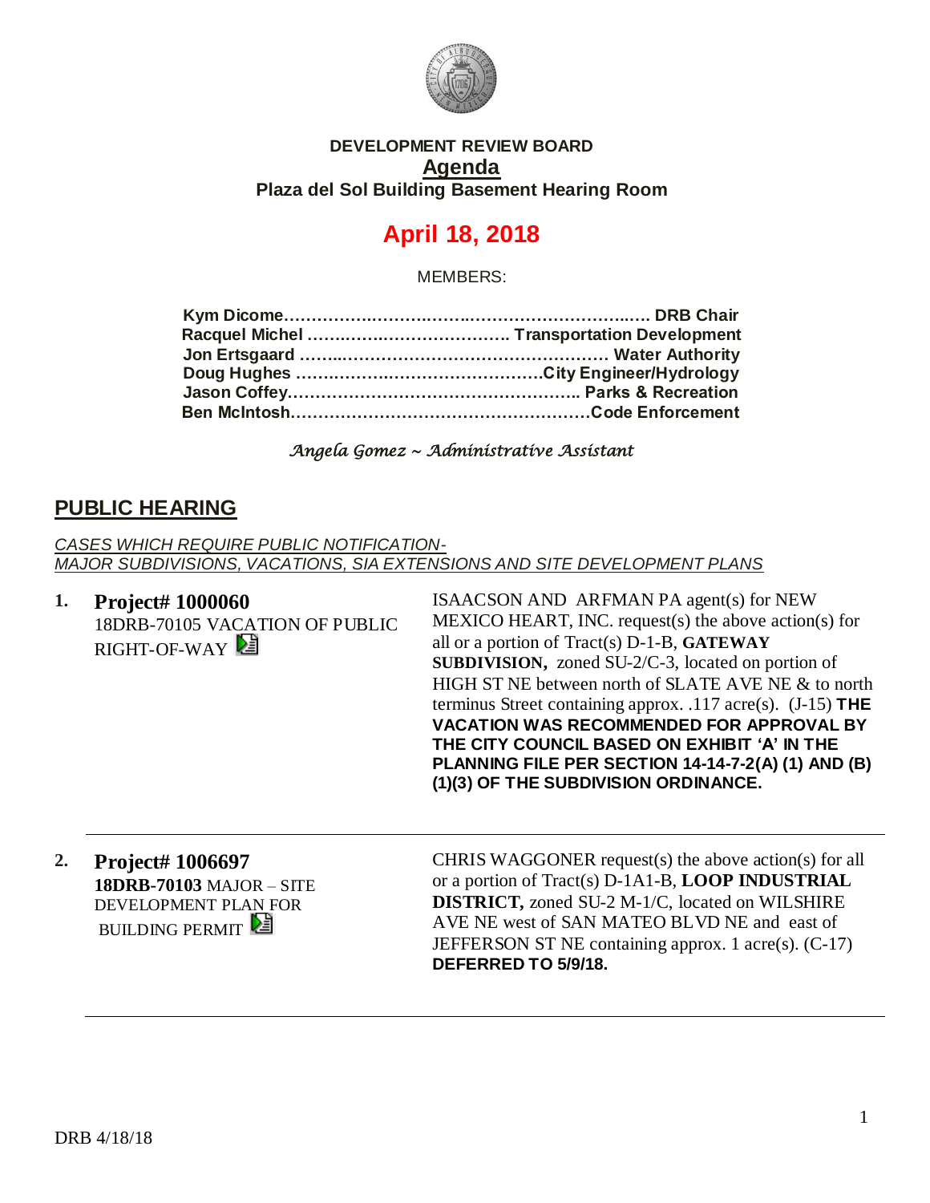**DEVELOPMENT REVIEW BOARD**
**Agenda**
**Plaza del Sol Building Basement Hearing Room**

# April 18, 2018

MEMBERS:

**Kym Dicome……………………………………………………… DRB Chair**
**Racquel Michel ………………………………. Transportation Development**
**Jon Ertsgaard …………………………………………… Water Authority**
**Doug Hughes ……………………………………City Engineer/Hydrology**
**Jason Coffey……………………………………………… Parks & Recreation**
**Ben McIntosh………………………………………………Code Enforcement**

*Angela Gomez ~ Administrative Assistant*

## PUBLIC HEARING

*CASES WHICH REQUIRE PUBLIC NOTIFICATION-*
*MAJOR SUBDIVISIONS, VACATIONS, SIA EXTENSIONS AND SITE DEVELOPMENT PLANS*

**1. Project# 1000060**
18DRB-70105 VACATION OF PUBLIC RIGHT-OF-WAY

ISAACSON AND ARFMAN PA agent(s) for NEW MEXICO HEART, INC. request(s) the above action(s) for all or a portion of Tract(s) D-1-B, **GATEWAY SUBDIVISION,** zoned SU-2/C-3, located on portion of HIGH ST NE between north of SLATE AVE NE & to north terminus Street containing approx. .117 acre(s). (J-15) **THE VACATION WAS RECOMMENDED FOR APPROVAL BY THE CITY COUNCIL BASED ON EXHIBIT 'A' IN THE PLANNING FILE PER SECTION 14-14-7-2(A) (1) AND (B) (1)(3) OF THE SUBDIVISION ORDINANCE.**

---

**2. Project# 1006697**
**18DRB-70103** MAJOR – SITE DEVELOPMENT PLAN FOR BUILDING PERMIT

CHRIS WAGGONER request(s) the above action(s) for all or a portion of Tract(s) D-1A1-B, **LOOP INDUSTRIAL DISTRICT,** zoned SU-2 M-1/C, located on WILSHIRE AVE NE west of SAN MATEO BLVD NE and east of JEFFERSON ST NE containing approx. 1 acre(s). (C-17) **DEFERRED TO 5/9/18.**

---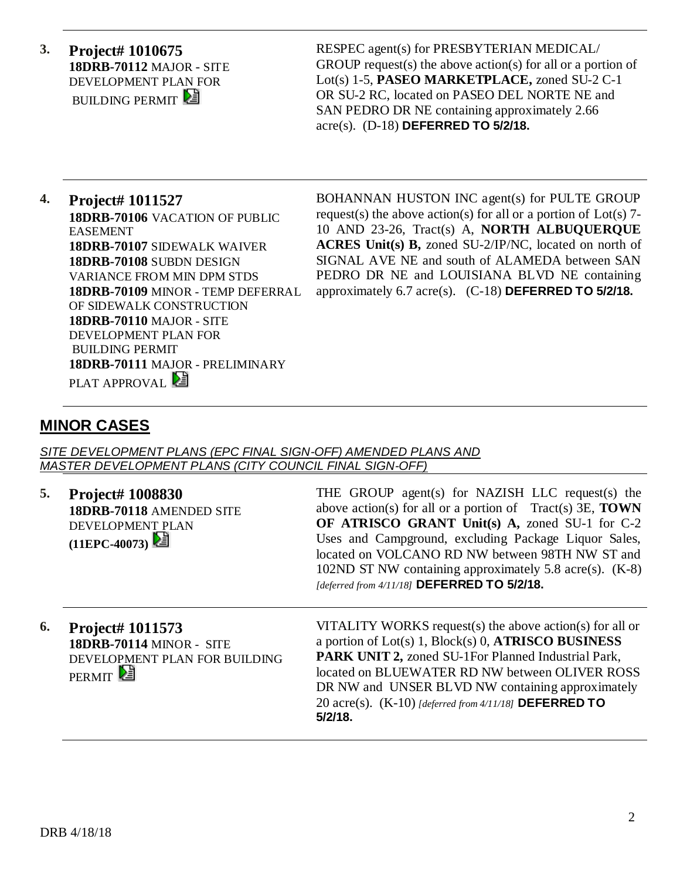**3.** **Project# 1010675**
**18DRB-70112** MAJOR - SITE DEVELOPMENT PLAN FOR BUILDING PERMIT

RESPEC agent(s) for PRESBYTERIAN MEDICAL/ GROUP request(s) the above action(s) for all or a portion of Lot(s) 1-5, **PASEO MARKETPLACE,** zoned SU-2 C-1 OR SU-2 RC, located on PASEO DEL NORTE NE and SAN PEDRO DR NE containing approximately 2.66 acre(s). (D-18) **DEFERRED TO 5/2/18.**

---

**4.** **Project# 1011527**
**18DRB-70106** VACATION OF PUBLIC EASEMENT
**18DRB-70107** SIDEWALK WAIVER
**18DRB-70108** SUBDN DESIGN VARIANCE FROM MIN DPM STDS
**18DRB-70109** MINOR - TEMP DEFERRAL OF SIDEWALK CONSTRUCTION
**18DRB-70110** MAJOR - SITE DEVELOPMENT PLAN FOR BUILDING PERMIT
**18DRB-70111** MAJOR - PRELIMINARY PLAT APPROVAL

BOHANNAN HUSTON INC agent(s) for PULTE GROUP request(s) the above action(s) for all or a portion of Lot(s) 7-10 AND 23-26, Tract(s) A, **NORTH ALBUQUERQUE ACRES Unit(s) B,** zoned SU-2/IP/NC, located on north of SIGNAL AVE NE and south of ALAMEDA between SAN PEDRO DR NE and LOUISIANA BLVD NE containing approximately 6.7 acre(s). (C-18) **DEFERRED TO 5/2/18.**

---

## MINOR CASES

*SITE DEVELOPMENT PLANS (EPC FINAL SIGN-OFF) AMENDED PLANS AND MASTER DEVELOPMENT PLANS (CITY COUNCIL FINAL SIGN-OFF)*

**5.** **Project# 1008830**
**18DRB-70118** AMENDED SITE DEVELOPMENT PLAN **(11EPC-40073)**

THE GROUP agent(s) for NAZISH LLC request(s) the above action(s) for all or a portion of Tract(s) 3E, **TOWN OF ATRISCO GRANT Unit(s) A,** zoned SU-1 for C-2 Uses and Campground, excluding Package Liquor Sales, located on VOLCANO RD NW between 98TH NW ST and 102ND ST NW containing approximately 5.8 acre(s). (K-8) *[deferred from 4/11/18]* **DEFERRED TO 5/2/18.**

---

**6.** **Project# 1011573**
**18DRB-70114** MINOR - SITE DEVELOPMENT PLAN FOR BUILDING PERMIT

VITALITY WORKS request(s) the above action(s) for all or a portion of Lot(s) 1, Block(s) 0, **ATRISCO BUSINESS PARK UNIT 2,** zoned SU-1For Planned Industrial Park, located on BLUEWATER RD NW between OLIVER ROSS DR NW and UNSER BLVD NW containing approximately 20 acre(s). (K-10) *[deferred from 4/11/18]* **DEFERRED TO 5/2/18.**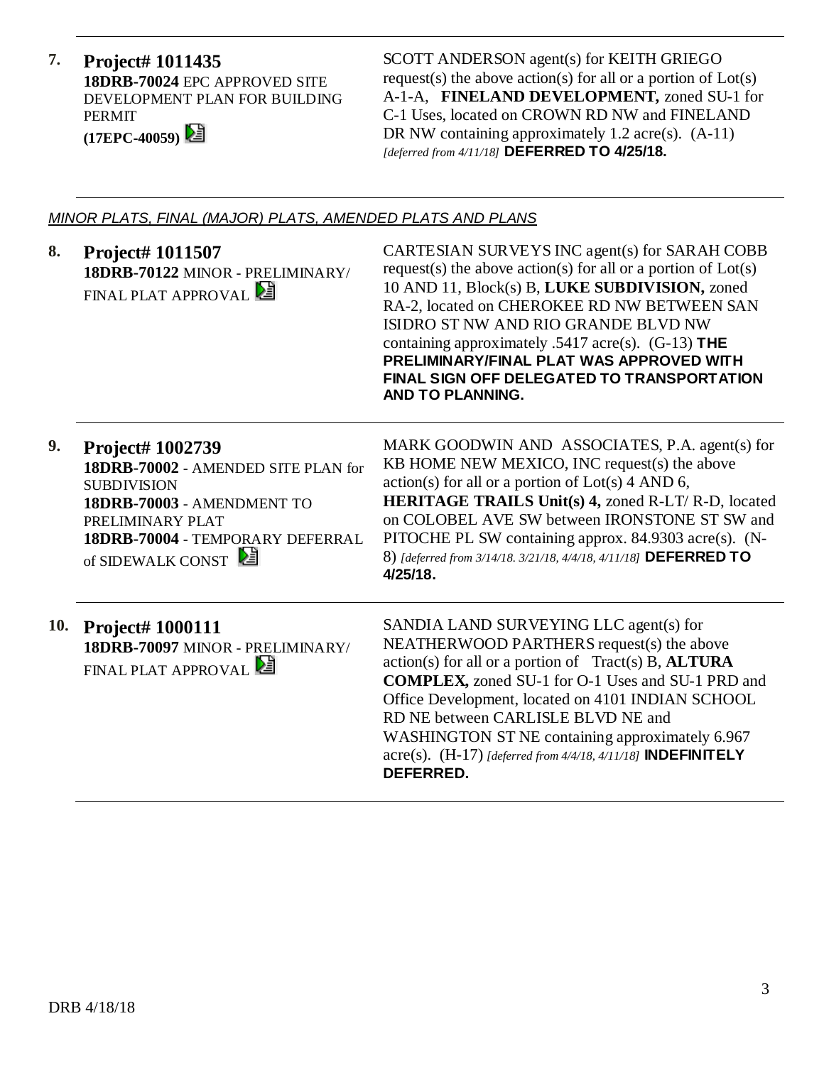**7. Project# 1011435**
**18DRB-70024** EPC APPROVED SITE DEVELOPMENT PLAN FOR BUILDING PERMIT
**(17EPC-40059)**

SCOTT ANDERSON agent(s) for KEITH GRIEGO request(s) the above action(s) for all or a portion of Lot(s) A-1-A, **FINELAND DEVELOPMENT,** zoned SU-1 for C-1 Uses, located on CROWN RD NW and FINELAND DR NW containing approximately 1.2 acre(s). (A-11) *[deferred from 4/11/18]* **DEFERRED TO 4/25/18.**

---

*MINOR PLATS, FINAL (MAJOR) PLATS, AMENDED PLATS AND PLANS*

**8. Project# 1011507**
**18DRB-70122** MINOR - PRELIMINARY/ FINAL PLAT APPROVAL

CARTESIAN SURVEYS INC agent(s) for SARAH COBB request(s) the above action(s) for all or a portion of Lot(s) 10 AND 11, Block(s) B, **LUKE SUBDIVISION,** zoned RA-2, located on CHEROKEE RD NW BETWEEN SAN ISIDRO ST NW AND RIO GRANDE BLVD NW containing approximately .5417 acre(s). (G-13) **THE PRELIMINARY/FINAL PLAT WAS APPROVED WITH FINAL SIGN OFF DELEGATED TO TRANSPORTATION AND TO PLANNING.**

---

**9. Project# 1002739**
**18DRB-70002** - AMENDED SITE PLAN for SUBDIVISION
**18DRB-70003** - AMENDMENT TO PRELIMINARY PLAT
**18DRB-70004** - TEMPORARY DEFERRAL of SIDEWALK CONST

MARK GOODWIN AND ASSOCIATES, P.A. agent(s) for KB HOME NEW MEXICO, INC request(s) the above action(s) for all or a portion of Lot(s) 4 AND 6, **HERITAGE TRAILS Unit(s) 4,** zoned R-LT/ R-D, located on COLOBEL AVE SW between IRONSTONE ST SW and PITOCHE PL SW containing approx. 84.9303 acre(s). (N-8) *[deferred from 3/14/18. 3/21/18, 4/4/18, 4/11/18]* **DEFERRED TO 4/25/18.**

---

**10. Project# 1000111**
**18DRB-70097** MINOR - PRELIMINARY/ FINAL PLAT APPROVAL

SANDIA LAND SURVEYING LLC agent(s) for NEATHERWOOD PARTHERS request(s) the above action(s) for all or a portion of Tract(s) B, **ALTURA COMPLEX,** zoned SU-1 for O-1 Uses and SU-1 PRD and Office Development, located on 4101 INDIAN SCHOOL RD NE between CARLISLE BLVD NE and WASHINGTON ST NE containing approximately 6.967 acre(s). (H-17) *[deferred from 4/4/18, 4/11/18]* **INDEFINITELY DEFERRED.**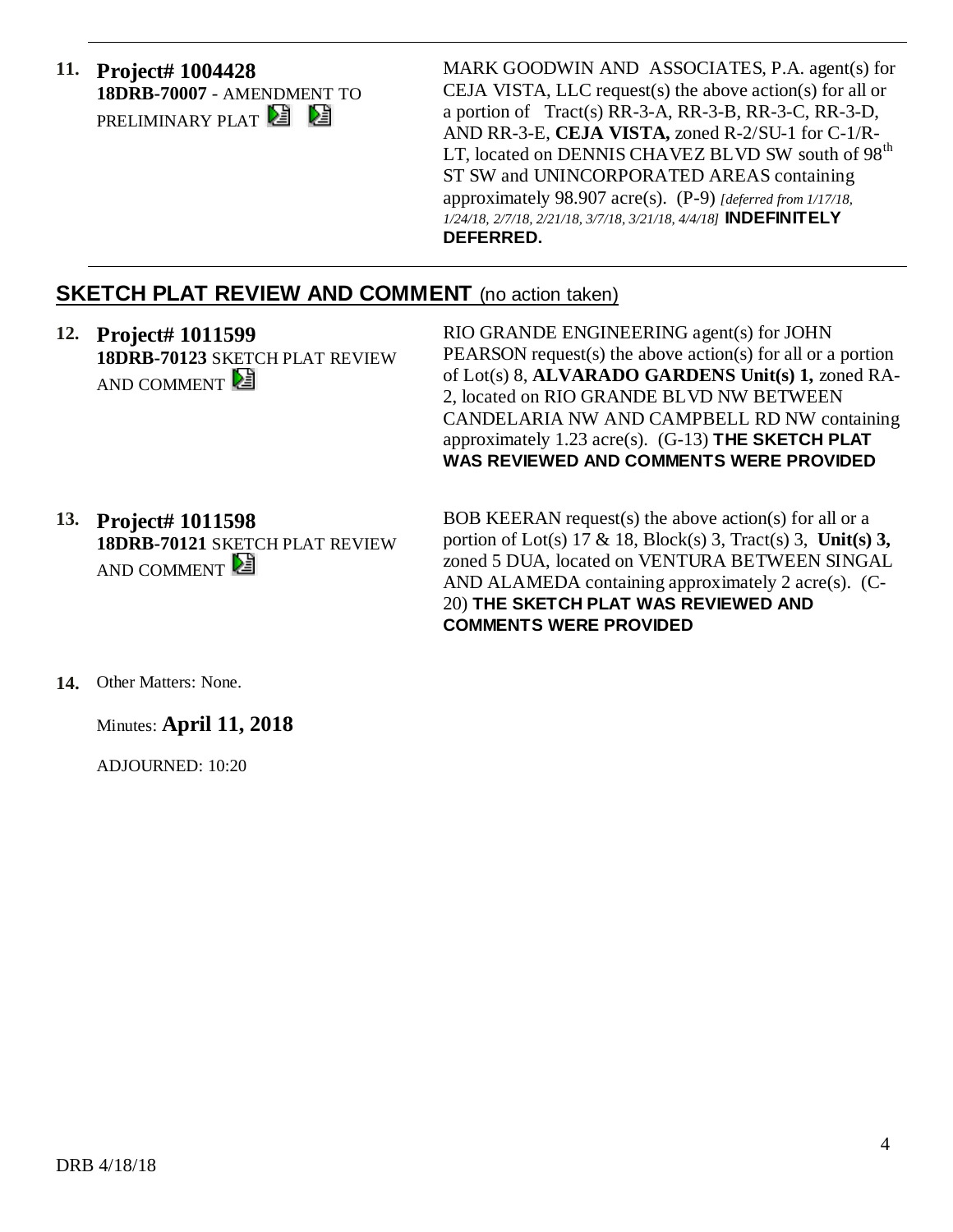**11. Project# 1004428**
**18DRB-70007** - AMENDMENT TO PRELIMINARY PLAT

MARK GOODWIN AND ASSOCIATES, P.A. agent(s) for CEJA VISTA, LLC request(s) the above action(s) for all or a portion of Tract(s) RR-3-A, RR-3-B, RR-3-C, RR-3-D, AND RR-3-E, **CEJA VISTA,** zoned R-2/SU-1 for C-1/R-LT, located on DENNIS CHAVEZ BLVD SW south of 98th ST SW and UNINCORPORATED AREAS containing approximately 98.907 acre(s). (P-9) *[deferred from 1/17/18, 1/24/18, 2/7/18, 2/21/18, 3/7/18, 3/21/18, 4/4/18]* **INDEFINITELY DEFERRED.**

---

## SKETCH PLAT REVIEW AND COMMENT (no action taken)

**12. Project# 1011599**
**18DRB-70123** SKETCH PLAT REVIEW AND COMMENT

RIO GRANDE ENGINEERING agent(s) for JOHN PEARSON request(s) the above action(s) for all or a portion of Lot(s) 8, **ALVARADO GARDENS Unit(s) 1,** zoned RA-2, located on RIO GRANDE BLVD NW BETWEEN CANDELARIA NW AND CAMPBELL RD NW containing approximately 1.23 acre(s). (G-13) **THE SKETCH PLAT WAS REVIEWED AND COMMENTS WERE PROVIDED**

**13. Project# 1011598**
**18DRB-70121** SKETCH PLAT REVIEW AND COMMENT

BOB KEERAN request(s) the above action(s) for all or a portion of Lot(s) 17 & 18, Block(s) 3, Tract(s) 3, **Unit(s) 3,** zoned 5 DUA, located on VENTURA BETWEEN SINGAL AND ALAMEDA containing approximately 2 acre(s). (C-20) **THE SKETCH PLAT WAS REVIEWED AND COMMENTS WERE PROVIDED**

**14.** Other Matters: None.

Minutes: **April 11, 2018**

ADJOURNED: 10:20